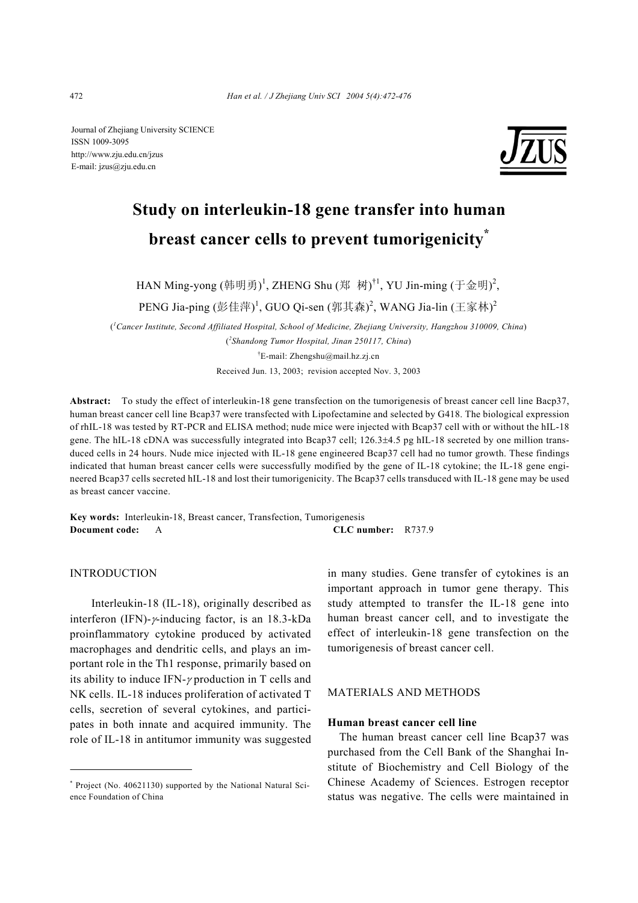Journal of Zhejiang University SCIENCE
ISSN 1009-3095
http://www.zju.edu.cn/jzus
E-mail: jzus@zju.edu.cn

# Study on interleukin-18 gene transfer into human breast cancer cells to prevent tumorigenicity*

HAN Ming-yong (韩明勇)[1], ZHENG Shu (郑 树)[†1], YU Jin-ming (于金明)[2], PENG Jia-ping (彭佳萍)[1], GUO Qi-sen (郭其森)[2], WANG Jia-lin (王家林)[2]

([1]*Cancer Institute, Second Affiliated Hospital, School of Medicine, Zhejiang University, Hangzhou 310009, China*)

([2]*Shandong Tumor Hospital, Jinan 250117, China*)

[†]E-mail: Zhengshu@mail.hz.zj.cn

Received Jun. 13, 2003; revision accepted Nov. 3, 2003

**Abstract:** To study the effect of interleukin-18 gene transfection on the tumorigenesis of breast cancer cell line Bacp37, human breast cancer cell line Bcap37 were transfected with Lipofectamine and selected by G418. The biological expression of rhIL-18 was tested by RT-PCR and ELISA method; nude mice were injected with Bcap37 cell with or without the hIL-18 gene. The hIL-18 cDNA was successfully integrated into Bcap37 cell; 126.3±4.5 pg hIL-18 secreted by one million transduced cells in 24 hours. Nude mice injected with IL-18 gene engineered Bcap37 cell had no tumor growth. These findings indicated that human breast cancer cells were successfully modified by the gene of IL-18 cytokine; the IL-18 gene engineered Bcap37 cells secreted hIL-18 and lost their tumorigenicity. The Bcap37 cells transduced with IL-18 gene may be used as breast cancer vaccine.

**Key words:** Interleukin-18, Breast cancer, Transfection, Tumorigenesis
**Document code:** A **CLC number:** R737.9

## INTRODUCTION

Interleukin-18 (IL-18), originally described as interferon (IFN)-$\gamma$-inducing factor, is an 18.3-kDa proinflammatory cytokine produced by activated macrophages and dendritic cells, and plays an important role in the Th1 response, primarily based on its ability to induce IFN-$\gamma$ production in T cells and NK cells. IL-18 induces proliferation of activated T cells, secretion of several cytokines, and participates in both innate and acquired immunity. The role of IL-18 in antitumor immunity was suggested in many studies. Gene transfer of cytokines is an important approach in tumor gene therapy. This study attempted to transfer the IL-18 gene into human breast cancer cell, and to investigate the effect of interleukin-18 gene transfection on the tumorigenesis of breast cancer cell.

## MATERIALS AND METHODS

### Human breast cancer cell line

The human breast cancer cell line Bcap37 was purchased from the Cell Bank of the Shanghai Institute of Biochemistry and Cell Biology of the Chinese Academy of Sciences. Estrogen receptor status was negative. The cells were maintained in

* Project (No. 40621130) supported by the National Natural Science Foundation of China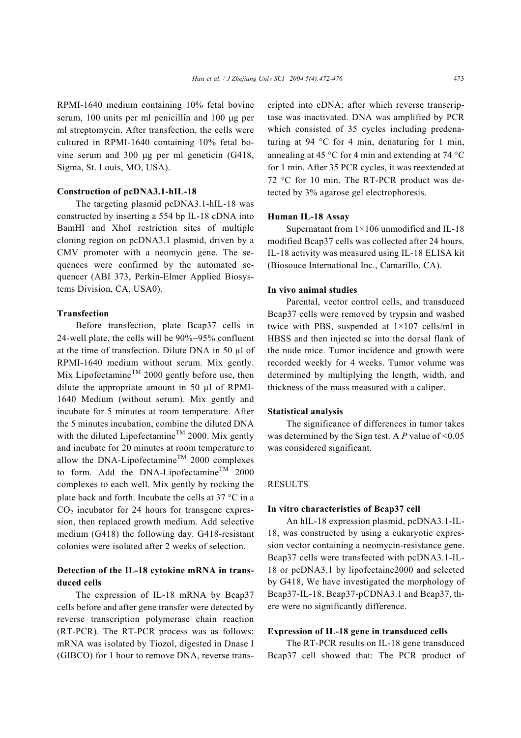RPMI-1640 medium containing 10% fetal bovine serum, 100 units per ml penicillin and 100 μg per ml streptomycin. After transfection, the cells were cultured in RPMI-1640 containing 10% fetal bovine serum and 300 μg per ml geneticin (G418, Sigma, St. Louis, MO, USA).

**Construction of pcDNA3.1-hIL-18**

The targeting plasmid pcDNA3.1-hIL-18 was constructed by inserting a 554 bp IL-18 cDNA into BamHI and XhoI restriction sites of multiple cloning region on pcDNA3.1 plasmid, driven by a CMV promoter with a neomycin gene. The sequences were confirmed by the automated sequencer (ABI 373, Perkin-Elmer Applied Biosystems Division, CA, USA0).

**Transfection**

Before transfection, plate Bcap37 cells in 24-well plate, the cells will be 90%−95% confluent at the time of transfection. Dilute DNA in 50 μl of RPMI-1640 medium without serum. Mix gently. Mix Lipofectamine™ 2000 gently before use, then dilute the appropriate amount in 50 μl of RPMI-1640 Medium (without serum). Mix gently and incubate for 5 minutes at room temperature. After the 5 minutes incubation, combine the diluted DNA with the diluted Lipofectamine™ 2000. Mix gently and incubate for 20 minutes at room temperature to allow the DNA-Lipofectamine™ 2000 complexes to form. Add the DNA-Lipofectamine™ 2000 complexes to each well. Mix gently by rocking the plate back and forth. Incubate the cells at 37 °C in a $CO_2$ incubator for 24 hours for transgene expression, then replaced growth medium. Add selective medium (G418) the following day. G418-resistant colonies were isolated after 2 weeks of selection.

**Detection of the IL-18 cytokine mRNA in transduced cells**

The expression of IL-18 mRNA by Bcap37 cells before and after gene transfer were detected by reverse transcription polymerase chain reaction (RT-PCR). The RT-PCR process was as follows: mRNA was isolated by Tiozol, digested in Dnase I (GIBCO) for 1 hour to remove DNA, reverse transcripted into cDNA; after which reverse transcriptase was inactivated. DNA was amplified by PCR which consisted of 35 cycles including predenaturing at 94 °C for 4 min, denaturing for 1 min, annealing at 45 °C for 4 min and extending at 74 °C for 1 min. After 35 PCR cycles, it was reextended at 72 °C for 10 min. The RT-PCR product was detected by 3% agarose gel electrophoresis.

**Human IL-18 Assay**

Supernatant from 1×106 unmodified and IL-18 modified Bcap37 cells was collected after 24 hours. IL-18 activity was measured using IL-18 ELISA kit (Biosouce International Inc., Camarillo, CA).

**In vivo animal studies**

Parental, vector control cells, and transduced Bcap37 cells were removed by trypsin and washed twice with PBS, suspended at 1×107 cells/ml in HBSS and then injected sc into the dorsal flank of the nude mice. Tumor incidence and growth were recorded weekly for 4 weeks. Tumor volume was determined by multiplying the length, width, and thickness of the mass measured with a caliper.

**Statistical analysis**

The significance of differences in tumor takes was determined by the Sign test. A $P$ value of <0.05 was considered significant.

## RESULTS

**In vitro characteristics of Bcap37 cell**

An hIL-18 expression plasmid, pcDNA3.1-IL-18, was constructed by using a eukaryotic expression vector containing a neomycin-resistance gene. Bcap37 cells were transfected with pcDNA3.1-IL-18 or pcDNA3.1 by lipofectaine2000 and selected by G418, We have investigated the morphology of Bcap37-IL-18, Bcap37-pCDNA3.1 and Bcap37, there were no significantly difference.

**Expression of IL-18 gene in transduced cells**

The RT-PCR results on IL-18 gene transduced Bcap37 cell showed that: The PCR product of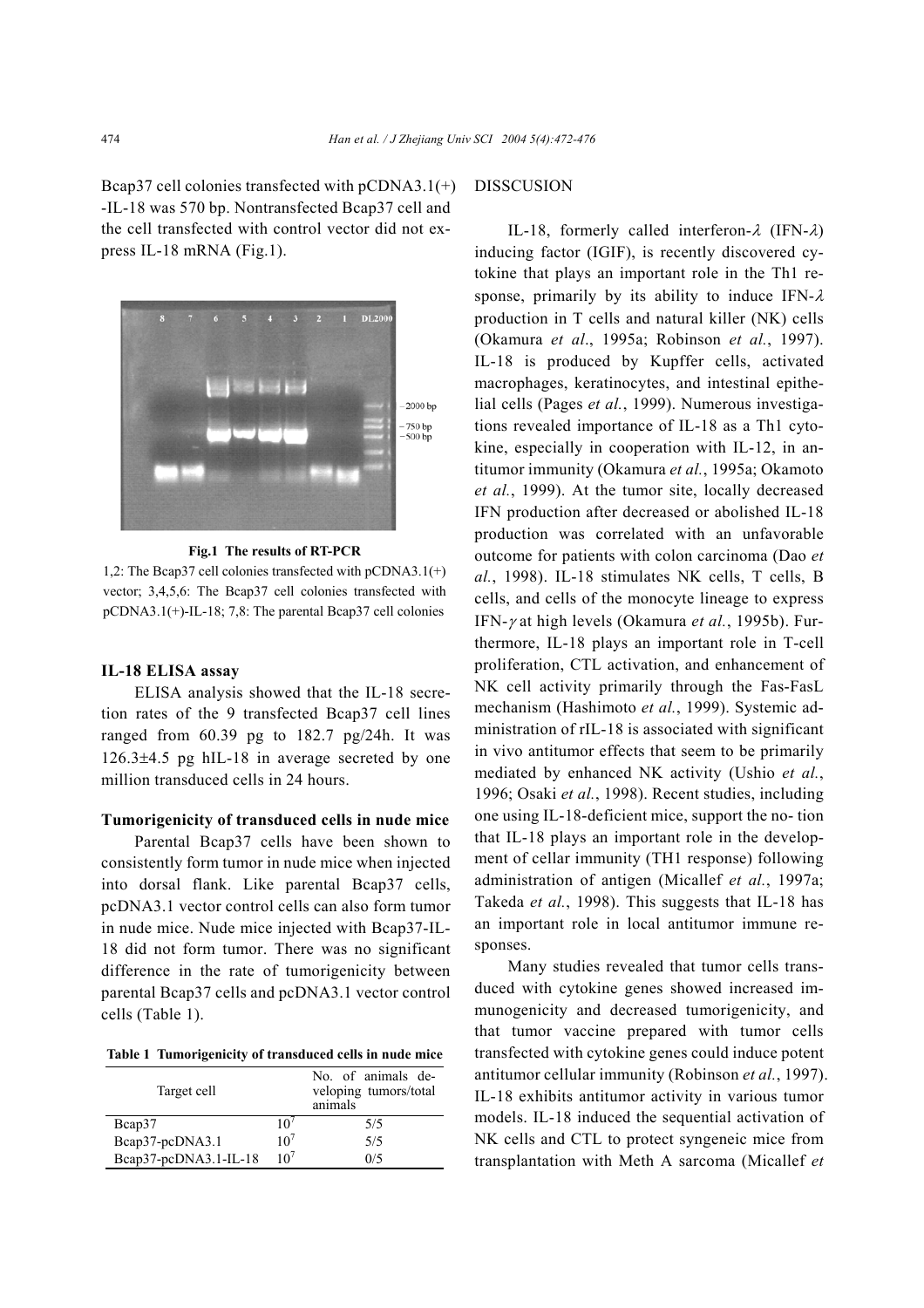Bcap37 cell colonies transfected with pCDNA3.1(+)-IL-18 was 570 bp. Nontransfected Bcap37 cell and the cell transfected with control vector did not express IL-18 mRNA (Fig.1).

**Fig.1 The results of RT-PCR**

1,2: The Bcap37 cell colonies transfected with pCDNA3.1(+) vector; 3,4,5,6: The Bcap37 cell colonies transfected with pCDNA3.1(+)-IL-18; 7,8: The parental Bcap37 cell colonies

### IL-18 ELISA assay

ELISA analysis showed that the IL-18 secretion rates of the 9 transfected Bcap37 cell lines ranged from 60.39 pg to 182.7 pg/24h. It was 126.3±4.5 pg hIL-18 in average secreted by one million transduced cells in 24 hours.

### Tumorigenicity of transduced cells in nude mice

Parental Bcap37 cells have been shown to consistently form tumor in nude mice when injected into dorsal flank. Like parental Bcap37 cells, pcDNA3.1 vector control cells can also form tumor in nude mice. Nude mice injected with Bcap37-IL-18 did not form tumor. There was no significant difference in the rate of tumorigenicity between parental Bcap37 cells and pcDNA3.1 vector control cells (Table 1).

**Table 1 Tumorigenicity of transduced cells in nude mice**

| Target cell | | No. of animals developing tumors/total animals |
|---|---|---|
| Bcap37 | $10^7$ | 5/5 |
| Bcap37-pcDNA3.1 | $10^7$ | 5/5 |
| Bcap37-pcDNA3.1-IL-18 | $10^7$ | 0/5 |

## DISSCUSION

IL-18, formerly called interferon-$\lambda$ (IFN-$\lambda$) inducing factor (IGIF), is recently discovered cytokine that plays an important role in the Th1 response, primarily by its ability to induce IFN-$\lambda$ production in T cells and natural killer (NK) cells (Okamura *et al*., 1995a; Robinson *et al.*, 1997). IL-18 is produced by Kupffer cells, activated macrophages, keratinocytes, and intestinal epithelial cells (Pages *et al.*, 1999). Numerous investigations revealed importance of IL-18 as a Th1 cytokine, especially in cooperation with IL-12, in antitumor immunity (Okamura *et al.*, 1995a; Okamoto *et al.*, 1999). At the tumor site, locally decreased IFN production after decreased or abolished IL-18 production was correlated with an unfavorable outcome for patients with colon carcinoma (Dao *et al.*, 1998). IL-18 stimulates NK cells, T cells, B cells, and cells of the monocyte lineage to express IFN-$\gamma$ at high levels (Okamura *et al.*, 1995b). Furthermore, IL-18 plays an important role in T-cell proliferation, CTL activation, and enhancement of NK cell activity primarily through the Fas-FasL mechanism (Hashimoto *et al.*, 1999). Systemic administration of rIL-18 is associated with significant in vivo antitumor effects that seem to be primarily mediated by enhanced NK activity (Ushio *et al.*, 1996; Osaki *et al.*, 1998). Recent studies, including one using IL-18-deficient mice, support the no- tion that IL-18 plays an important role in the development of cellar immunity (TH1 response) following administration of antigen (Micallef *et al.*, 1997a; Takeda *et al.*, 1998). This suggests that IL-18 has an important role in local antitumor immune responses.

Many studies revealed that tumor cells transduced with cytokine genes showed increased immunogenicity and decreased tumorigenicity, and that tumor vaccine prepared with tumor cells transfected with cytokine genes could induce potent antitumor cellular immunity (Robinson *et al.*, 1997). IL-18 exhibits antitumor activity in various tumor models. IL-18 induced the sequential activation of NK cells and CTL to protect syngeneic mice from transplantation with Meth A sarcoma (Micallef *et*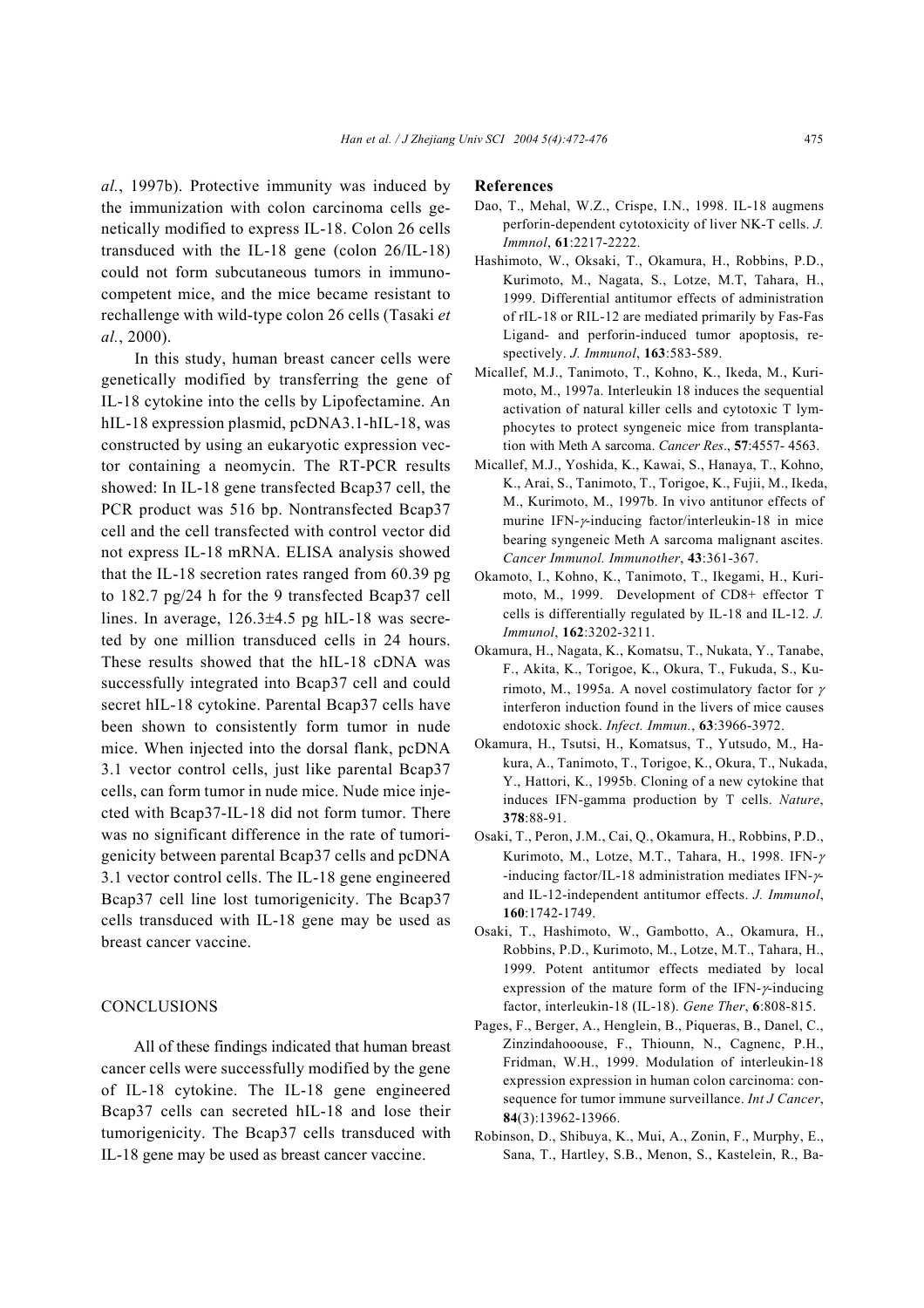*al.*, 1997b). Protective immunity was induced by the immunization with colon carcinoma cells genetically modified to express IL-18. Colon 26 cells transduced with the IL-18 gene (colon 26/IL-18) could not form subcutaneous tumors in immunocompetent mice, and the mice became resistant to rechallenge with wild-type colon 26 cells (Tasaki *et al.*, 2000).

In this study, human breast cancer cells were genetically modified by transferring the gene of IL-18 cytokine into the cells by Lipofectamine. An hIL-18 expression plasmid, pcDNA3.1-hIL-18, was constructed by using an eukaryotic expression vector containing a neomycin. The RT-PCR results showed: In IL-18 gene transfected Bcap37 cell, the PCR product was 516 bp. Nontransfected Bcap37 cell and the cell transfected with control vector did not express IL-18 mRNA. ELISA analysis showed that the IL-18 secretion rates ranged from 60.39 pg to 182.7 pg/24 h for the 9 transfected Bcap37 cell lines. In average, 126.3±4.5 pg hIL-18 was secreted by one million transduced cells in 24 hours. These results showed that the hIL-18 cDNA was successfully integrated into Bcap37 cell and could secret hIL-18 cytokine. Parental Bcap37 cells have been shown to consistently form tumor in nude mice. When injected into the dorsal flank, pcDNA 3.1 vector control cells, just like parental Bcap37 cells, can form tumor in nude mice. Nude mice injected with Bcap37-IL-18 did not form tumor. There was no significant difference in the rate of tumorigenicity between parental Bcap37 cells and pcDNA 3.1 vector control cells. The IL-18 gene engineered Bcap37 cell line lost tumorigenicity. The Bcap37 cells transduced with IL-18 gene may be used as breast cancer vaccine.

## CONCLUSIONS

All of these findings indicated that human breast cancer cells were successfully modified by the gene of IL-18 cytokine. The IL-18 gene engineered Bcap37 cells can secreted hIL-18 and lose their tumorigenicity. The Bcap37 cells transduced with IL-18 gene may be used as breast cancer vaccine.

## References

Dao, T., Mehal, W.Z., Crispe, I.N., 1998. IL-18 augmens perforin-dependent cytotoxicity of liver NK-T cells. *J. Immnol*, **61**:2217-2222.

Hashimoto, W., Oksaki, T., Okamura, H., Robbins, P.D., Kurimoto, M., Nagata, S., Lotze, M.T, Tahara, H., 1999. Differential antitumor effects of administration of rIL-18 or RIL-12 are mediated primarily by Fas-Fas Ligand- and perforin-induced tumor apoptosis, respectively. *J. Immunol*, **163**:583-589.

Micallef, M.J., Tanimoto, T., Kohno, K., Ikeda, M., Kurimoto, M., 1997a. Interleukin 18 induces the sequential activation of natural killer cells and cytotoxic T lymphocytes to protect syngeneic mice from transplantation with Meth A sarcoma. *Cancer Res*., **57**:4557- 4563.

Micallef, M.J., Yoshida, K., Kawai, S., Hanaya, T., Kohno, K., Arai, S., Tanimoto, T., Torigoe, K., Fujii, M., Ikeda, M., Kurimoto, M., 1997b. In vivo antitunor effects of murine IFN-$\gamma$-inducing factor/interleukin-18 in mice bearing syngeneic Meth A sarcoma malignant ascites. *Cancer Immunol. Immunother*, **43**:361-367.

Okamoto, I., Kohno, K., Tanimoto, T., Ikegami, H., Kurimoto, M., 1999. Development of CD8+ effector T cells is differentially regulated by IL-18 and IL-12. *J. Immunol*, **162**:3202-3211.

Okamura, H., Nagata, K., Komatsu, T., Nukata, Y., Tanabe, F., Akita, K., Torigoe, K., Okura, T., Fukuda, S., Kurimoto, M., 1995a. A novel costimulatory factor for $\gamma$ interferon induction found in the livers of mice causes endotoxic shock. *Infect. Immun.*, **63**:3966-3972.

Okamura, H., Tsutsi, H., Komatsus, T., Yutsudo, M., Hakura, A., Tanimoto, T., Torigoe, K., Okura, T., Nukada, Y., Hattori, K., 1995b. Cloning of a new cytokine that induces IFN-gamma production by T cells. *Nature*, **378**:88-91.

Osaki, T., Peron, J.M., Cai, Q., Okamura, H., Robbins, P.D., Kurimoto, M., Lotze, M.T., Tahara, H., 1998. IFN-$\gamma$-inducing factor/IL-18 administration mediates IFN-$\gamma$- and IL-12-independent antitumor effects. *J. Immunol*, **160**:1742-1749.

Osaki, T., Hashimoto, W., Gambotto, A., Okamura, H., Robbins, P.D., Kurimoto, M., Lotze, M.T., Tahara, H., 1999. Potent antitumor effects mediated by local expression of the mature form of the IFN-$\gamma$-inducing factor, interleukin-18 (IL-18). *Gene Ther*, **6**:808-815.

Pages, F., Berger, A., Henglein, B., Piqueras, B., Danel, C., Zinzindahooouse, F., Thiounn, N., Cagnenc, P.H., Fridman, W.H., 1999. Modulation of interleukin-18 expression expression in human colon carcinoma: consequence for tumor immune surveillance. *Int J Cancer*, **84**(3):13962-13966.

Robinson, D., Shibuya, K., Mui, A., Zonin, F., Murphy, E., Sana, T., Hartley, S.B., Menon, S., Kastelein, R., Ba-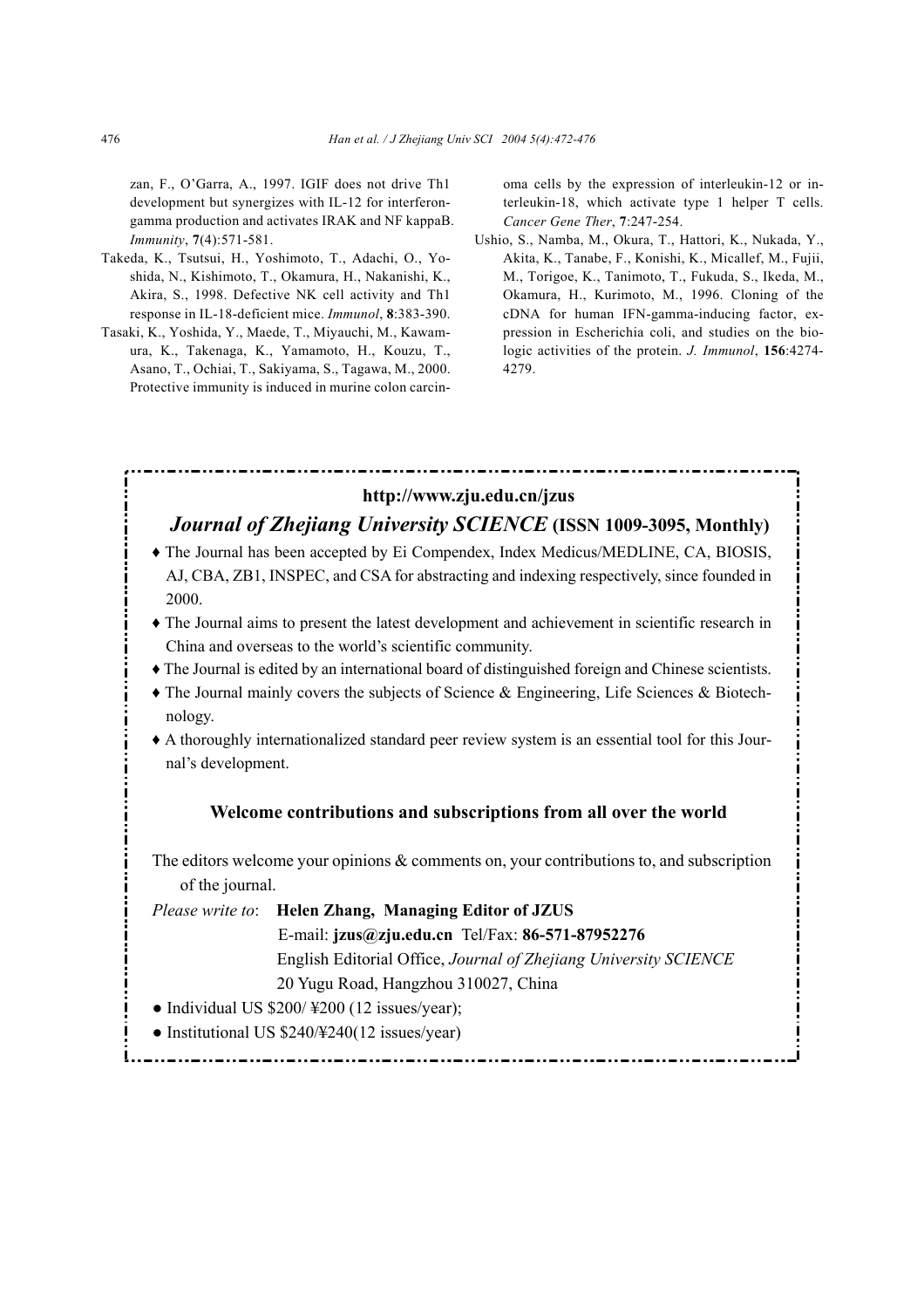zan, F., O'Garra, A., 1997. IGIF does not drive Th1 development but synergizes with IL-12 for interferon-gamma production and activates IRAK and NF kappaB. *Immunity*, **7**(4):571-581.

Takeda, K., Tsutsui, H., Yoshimoto, T., Adachi, O., Yoshida, N., Kishimoto, T., Okamura, H., Nakanishi, K., Akira, S., 1998. Defective NK cell activity and Th1 response in IL-18-deficient mice. *Immunol*, **8**:383-390.

Tasaki, K., Yoshida, Y., Maede, T., Miyauchi, M., Kawamura, K., Takenaga, K., Yamamoto, H., Kouzu, T., Asano, T., Ochiai, T., Sakiyama, S., Tagawa, M., 2000. Protective immunity is induced in murine colon carcinoma cells by the expression of interleukin-12 or interleukin-18, which activate type 1 helper T cells. *Cancer Gene Ther*, **7**:247-254.

Ushio, S., Namba, M., Okura, T., Hattori, K., Nukada, Y., Akita, K., Tanabe, F., Konishi, K., Micallef, M., Fujii, M., Torigoe, K., Tanimoto, T., Fukuda, S., Ikeda, M., Okamura, H., Kurimoto, M., 1996. Cloning of the cDNA for human IFN-gamma-inducing factor, expression in Escherichia coli, and studies on the biologic activities of the protein. *J. Immunol*, **156**:4274-4279.

---

**http://www.zju.edu.cn/jzus**

***Journal of Zhejiang University SCIENCE*** **(ISSN 1009-3095, Monthly)**

♦ The Journal has been accepted by Ei Compendex, Index Medicus/MEDLINE, CA, BIOSIS, AJ, CBA, ZB1, INSPEC, and CSA for abstracting and indexing respectively, since founded in 2000.

♦ The Journal aims to present the latest development and achievement in scientific research in China and overseas to the world's scientific community.

♦ The Journal is edited by an international board of distinguished foreign and Chinese scientists.

♦ The Journal mainly covers the subjects of Science & Engineering, Life Sciences & Biotechnology.

♦ A thoroughly internationalized standard peer review system is an essential tool for this Journal's development.

**Welcome contributions and subscriptions from all over the world**

The editors welcome your opinions & comments on, your contributions to, and subscription of the journal.

*Please write to*: **Helen Zhang, Managing Editor of JZUS**
E-mail: **jzus@zju.edu.cn** Tel/Fax: **86-571-87952276**
English Editorial Office, *Journal of Zhejiang University SCIENCE*
20 Yugu Road, Hangzhou 310027, China

● Individual US $200/ ¥200 (12 issues/year);

● Institutional US $240/¥240(12 issues/year)